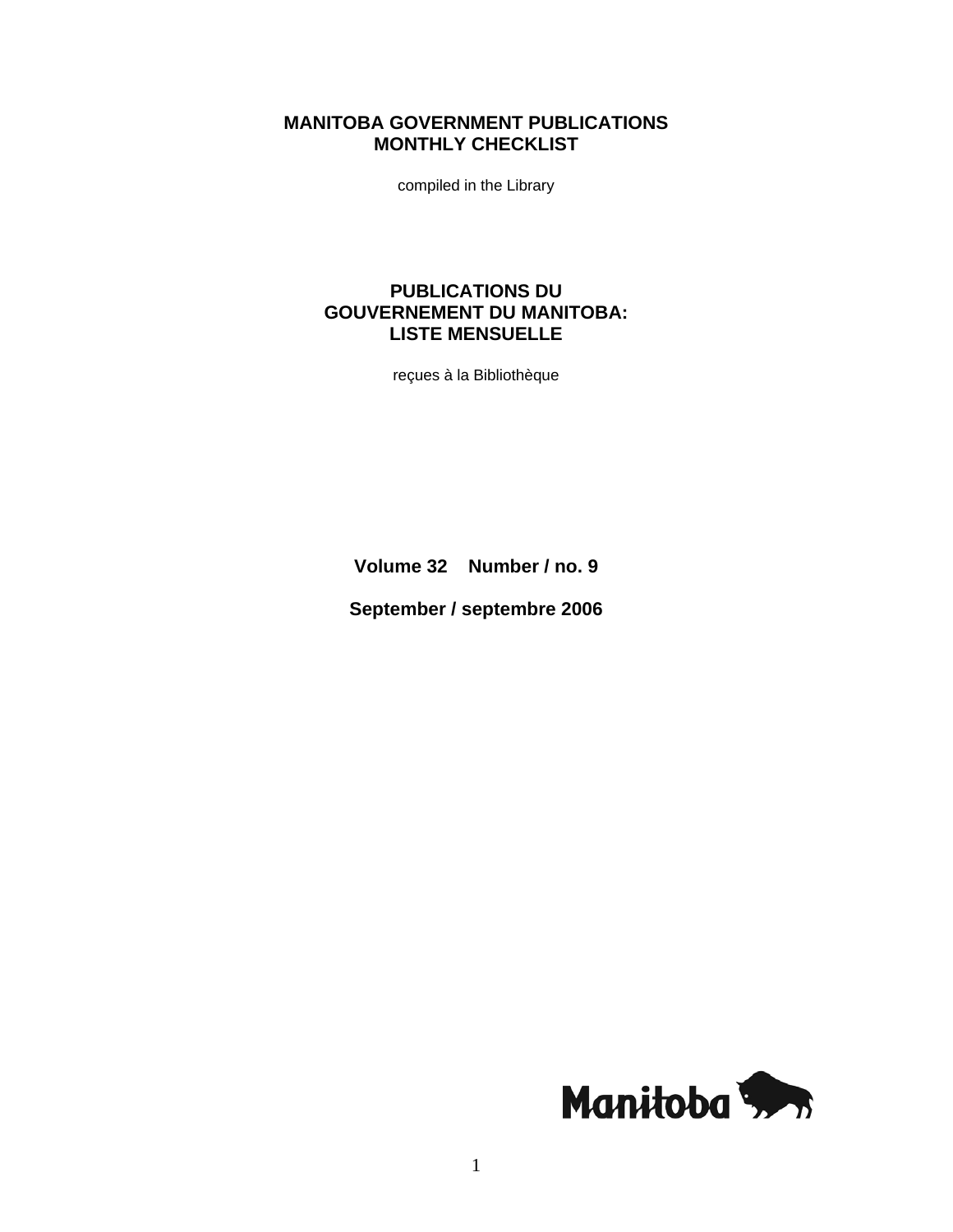# MANITOBA GOVERNMENT PUBLICATIONS MONTHLY CHECKLIST

compiled in the Library

# PUBLICATIONS DU GOUVERNEMENT DU MANITOBA: LISTE MENSUELLE

reçues à la Bibliothèque

**Volume 32 Number / no. 9**

**September / septembre 2006**

Manitoba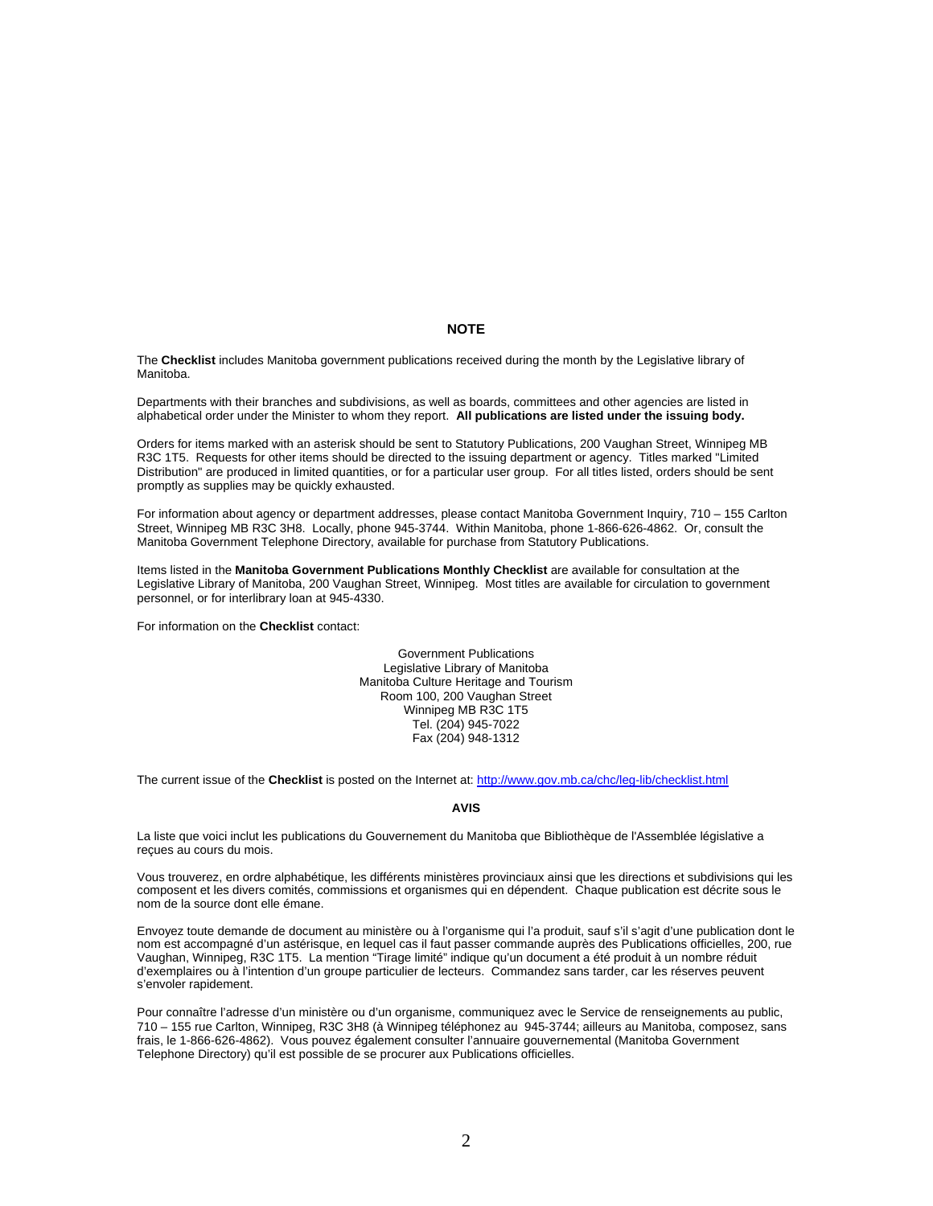## NOTE

The **Checklist** includes Manitoba government publications received during the month by the Legislative library of Manitoba.

Departments with their branches and subdivisions, as well as boards, committees and other agencies are listed in alphabetical order under the Minister to whom they report. **All publications are listed under the issuing body.**

Orders for items marked with an asterisk should be sent to Statutory Publications, 200 Vaughan Street, Winnipeg MB R3C 1T5. Requests for other items should be directed to the issuing department or agency. Titles marked "Limited Distribution" are produced in limited quantities, or for a particular user group. For all titles listed, orders should be sent promptly as supplies may be quickly exhausted.

For information about agency or department addresses, please contact Manitoba Government Inquiry, 710 – 155 Carlton Street, Winnipeg MB R3C 3H8. Locally, phone 945-3744. Within Manitoba, phone 1-866-626-4862. Or, consult the Manitoba Government Telephone Directory, available for purchase from Statutory Publications.

Items listed in the **Manitoba Government Publications Monthly Checklist** are available for consultation at the Legislative Library of Manitoba, 200 Vaughan Street, Winnipeg. Most titles are available for circulation to government personnel, or for interlibrary loan at 945-4330.

For information on the **Checklist** contact:

Government Publications
Legislative Library of Manitoba
Manitoba Culture Heritage and Tourism
Room 100, 200 Vaughan Street
Winnipeg MB R3C 1T5
Tel. (204) 945-7022
Fax (204) 948-1312

The current issue of the **Checklist** is posted on the Internet at: http://www.gov.mb.ca/chc/leg-lib/checklist.html

## AVIS

La liste que voici inclut les publications du Gouvernement du Manitoba que Bibliothèque de l'Assemblée législative a reçues au cours du mois.

Vous trouverez, en ordre alphabétique, les différents ministères provinciaux ainsi que les directions et subdivisions qui les composent et les divers comités, commissions et organismes qui en dépendent. Chaque publication est décrite sous le nom de la source dont elle émane.

Envoyez toute demande de document au ministère ou à l'organisme qui l'a produit, sauf s'il s'agit d'une publication dont le nom est accompagné d'un astérisque, en lequel cas il faut passer commande auprès des Publications officielles, 200, rue Vaughan, Winnipeg, R3C 1T5. La mention "Tirage limité" indique qu'un document a été produit à un nombre réduit d'exemplaires ou à l'intention d'un groupe particulier de lecteurs. Commandez sans tarder, car les réserves peuvent s'envoler rapidement.

Pour connaître l'adresse d'un ministère ou d'un organisme, communiquez avec le Service de renseignements au public, 710 – 155 rue Carlton, Winnipeg, R3C 3H8 (à Winnipeg téléphonez au 945-3744; ailleurs au Manitoba, composez, sans frais, le 1-866-626-4862). Vous pouvez également consulter l'annuaire gouvernemental (Manitoba Government Telephone Directory) qu'il est possible de se procurer aux Publications officielles.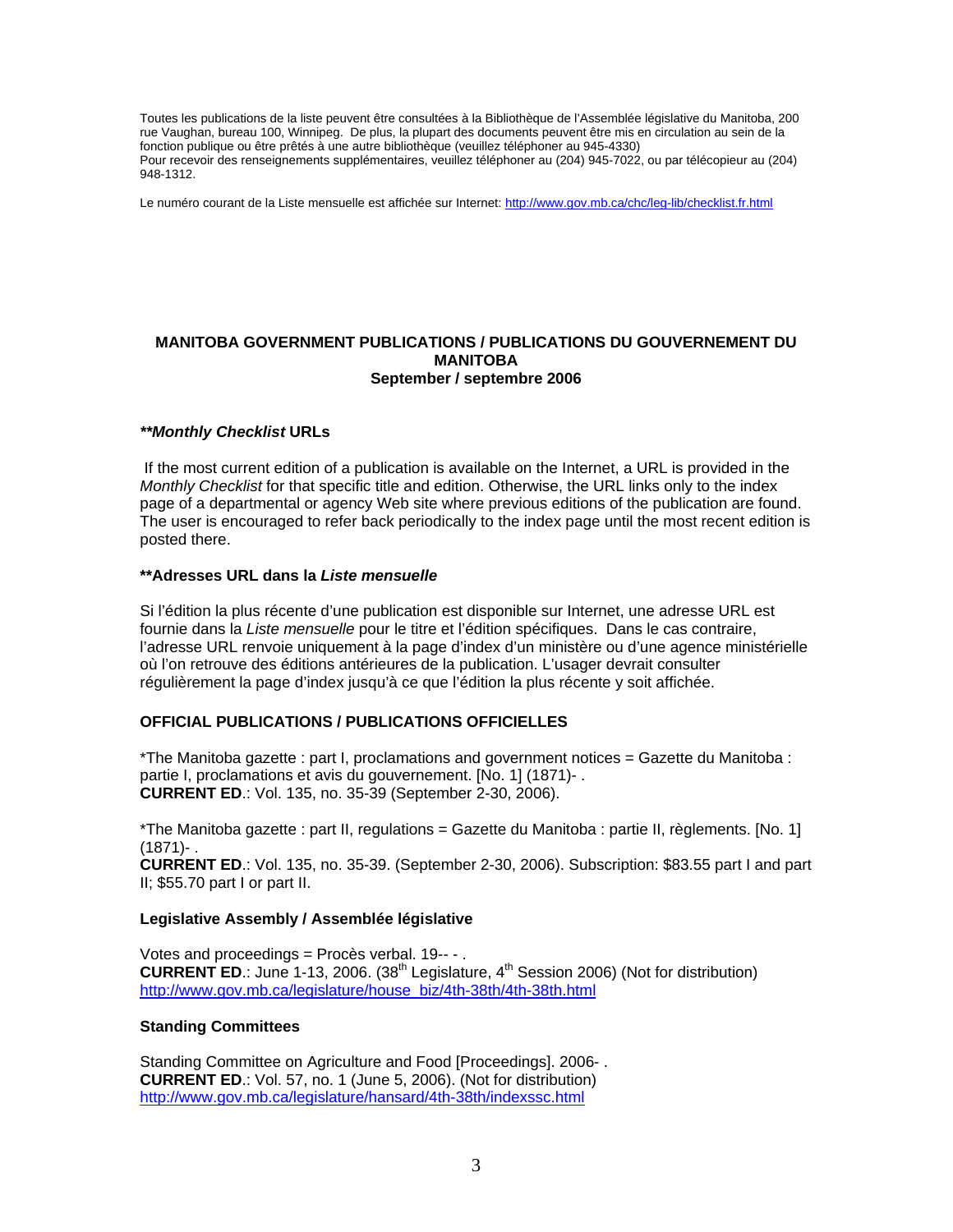Toutes les publications de la liste peuvent être consultées à la Bibliothèque de l'Assemblée législative du Manitoba, 200 rue Vaughan, bureau 100, Winnipeg. De plus, la plupart des documents peuvent être mis en circulation au sein de la fonction publique ou être prêtés à une autre bibliothèque (veuillez téléphoner au 945-4330)
Pour recevoir des renseignements supplémentaires, veuillez téléphoner au (204) 945-7022, ou par télécopieur au (204) 948-1312.

Le numéro courant de la Liste mensuelle est affichée sur Internet: http://www.gov.mb.ca/chc/leg-lib/checklist.fr.html

## MANITOBA GOVERNMENT PUBLICATIONS / PUBLICATIONS DU GOUVERNEMENT DU MANITOBA
## September / septembre 2006

### ***\*Monthly Checklist* URLs**

If the most current edition of a publication is available on the Internet, a URL is provided in the *Monthly Checklist* for that specific title and edition. Otherwise, the URL links only to the index page of a departmental or agency Web site where previous editions of the publication are found. The user is encouraged to refer back periodically to the index page until the most recent edition is posted there.

### **\*\*Adresses URL dans la *Liste mensuelle***

Si l'édition la plus récente d'une publication est disponible sur Internet, une adresse URL est fournie dans la *Liste mensuelle* pour le titre et l'édition spécifiques. Dans le cas contraire, l'adresse URL renvoie uniquement à la page d'index d'un ministère ou d'une agence ministérielle où l'on retrouve des éditions antérieures de la publication. L'usager devrait consulter régulièrement la page d'index jusqu'à ce que l'édition la plus récente y soit affichée.

### OFFICIAL PUBLICATIONS / PUBLICATIONS OFFICIELLES

*The Manitoba gazette : part I, proclamations and government notices = Gazette du Manitoba : partie I, proclamations et avis du gouvernement. [No. 1] (1871)- .
**CURRENT ED**.: Vol. 135, no. 35-39 (September 2-30, 2006).

*The Manitoba gazette : part II, regulations = Gazette du Manitoba : partie II, règlements. [No. 1] (1871)- .
**CURRENT ED**.: Vol. 135, no. 35-39. (September 2-30, 2006). Subscription: $83.55 part I and part II; $55.70 part I or part II.

### Legislative Assembly / Assemblée législative

Votes and proceedings = Procès verbal. 19-- - .
**CURRENT ED**.: June 1-13, 2006. (38th Legislature, 4th Session 2006) (Not for distribution)
http://www.gov.mb.ca/legislature/house_biz/4th-38th/4th-38th.html

### Standing Committees

Standing Committee on Agriculture and Food [Proceedings]. 2006- .
**CURRENT ED**.: Vol. 57, no. 1 (June 5, 2006). (Not for distribution)
http://www.gov.mb.ca/legislature/hansard/4th-38th/indexssc.html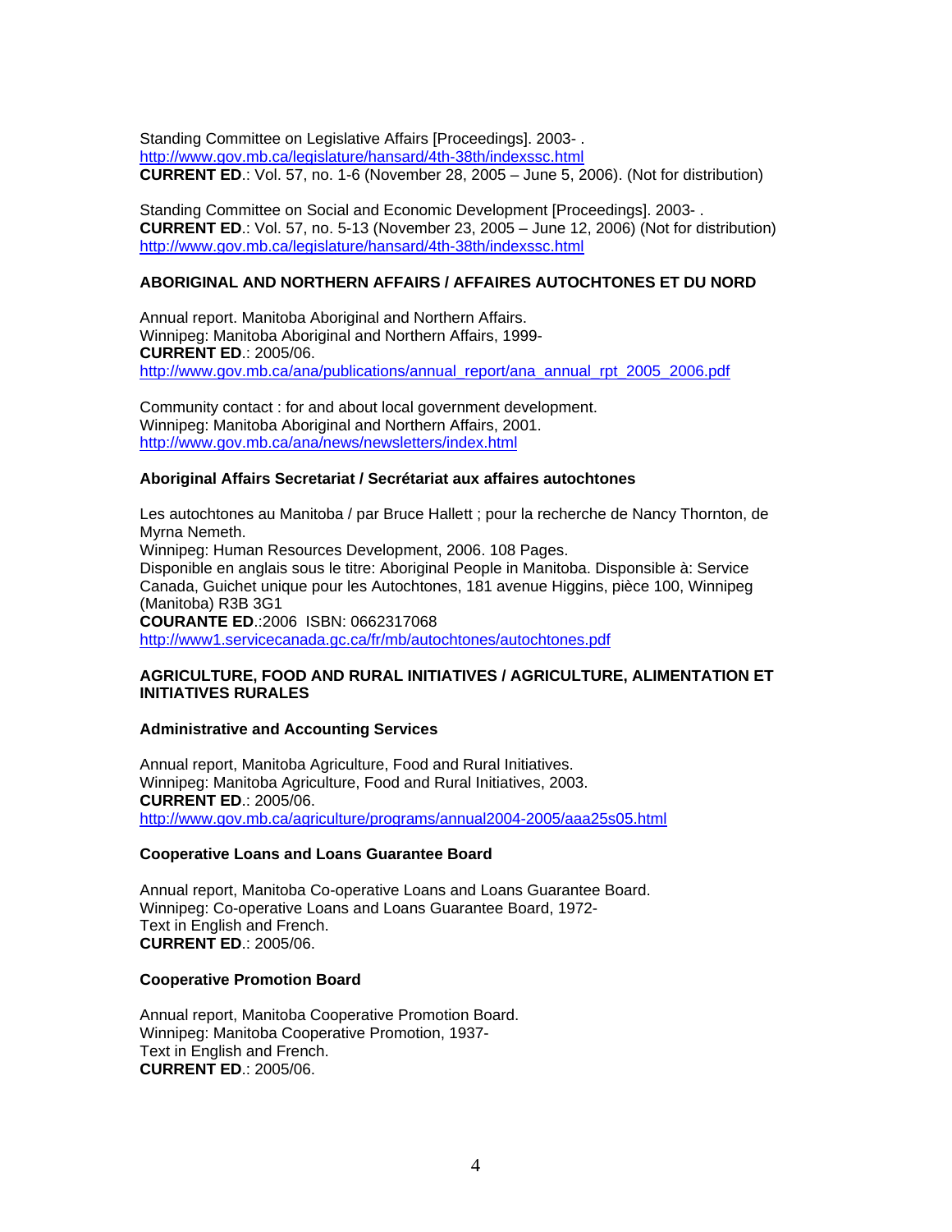Standing Committee on Legislative Affairs [Proceedings]. 2003- .
http://www.gov.mb.ca/legislature/hansard/4th-38th/indexssc.html
**CURRENT ED**.: Vol. 57, no. 1-6 (November 28, 2005 – June 5, 2006). (Not for distribution)

Standing Committee on Social and Economic Development [Proceedings]. 2003- .
**CURRENT ED**.: Vol. 57, no. 5-13 (November 23, 2005 – June 12, 2006) (Not for distribution)
http://www.gov.mb.ca/legislature/hansard/4th-38th/indexssc.html

## ABORIGINAL AND NORTHERN AFFAIRS / AFFAIRES AUTOCHTONES ET DU NORD

Annual report. Manitoba Aboriginal and Northern Affairs.
Winnipeg: Manitoba Aboriginal and Northern Affairs, 1999-
**CURRENT ED**.: 2005/06.
http://www.gov.mb.ca/ana/publications/annual_report/ana_annual_rpt_2005_2006.pdf

Community contact : for and about local government development.
Winnipeg: Manitoba Aboriginal and Northern Affairs, 2001.
http://www.gov.mb.ca/ana/news/newsletters/index.html

### Aboriginal Affairs Secretariat / Secrétariat aux affaires autochtones

Les autochtones au Manitoba / par Bruce Hallett ; pour la recherche de Nancy Thornton, de Myrna Nemeth.
Winnipeg: Human Resources Development, 2006. 108 Pages.
Disponible en anglais sous le titre: Aboriginal People in Manitoba. Disponsible à: Service Canada, Guichet unique pour les Autochtones, 181 avenue Higgins, pièce 100, Winnipeg (Manitoba) R3B 3G1
**COURANTE ED**.:2006 ISBN: 0662317068
http://www1.servicecanada.gc.ca/fr/mb/autochtones/autochtones.pdf

## AGRICULTURE, FOOD AND RURAL INITIATIVES / AGRICULTURE, ALIMENTATION ET INITIATIVES RURALES

### Administrative and Accounting Services

Annual report, Manitoba Agriculture, Food and Rural Initiatives.
Winnipeg: Manitoba Agriculture, Food and Rural Initiatives, 2003.
**CURRENT ED**.: 2005/06.
http://www.gov.mb.ca/agriculture/programs/annual2004-2005/aaa25s05.html

### Cooperative Loans and Loans Guarantee Board

Annual report, Manitoba Co-operative Loans and Loans Guarantee Board.
Winnipeg: Co-operative Loans and Loans Guarantee Board, 1972-
Text in English and French.
**CURRENT ED**.: 2005/06.

### Cooperative Promotion Board

Annual report, Manitoba Cooperative Promotion Board.
Winnipeg: Manitoba Cooperative Promotion, 1937-
Text in English and French.
**CURRENT ED**.: 2005/06.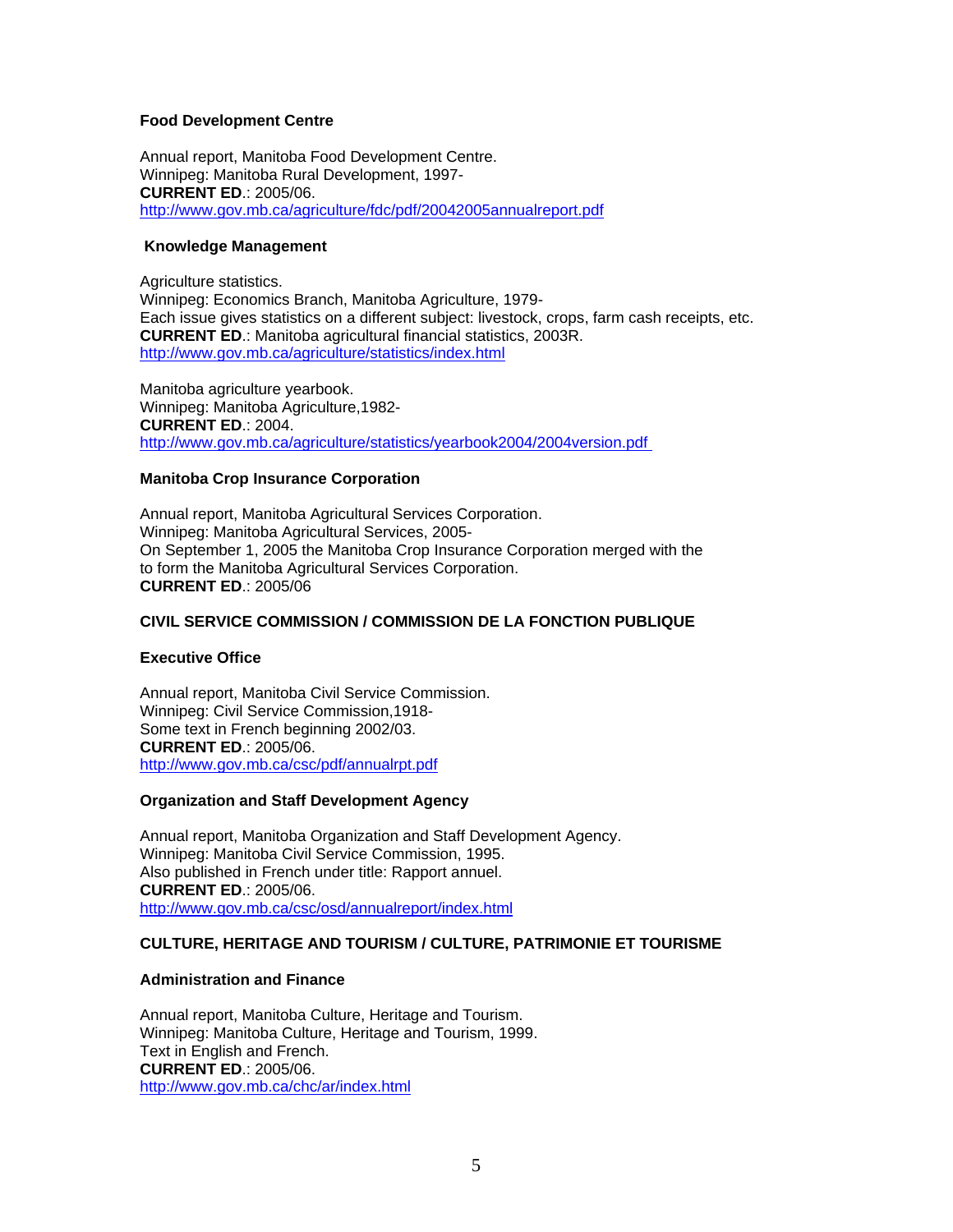**Food Development Centre**

Annual report, Manitoba Food Development Centre.
Winnipeg: Manitoba Rural Development, 1997-
**CURRENT ED**.: 2005/06.
http://www.gov.mb.ca/agriculture/fdc/pdf/20042005annualreport.pdf

**Knowledge Management**

Agriculture statistics.
Winnipeg: Economics Branch, Manitoba Agriculture, 1979-
Each issue gives statistics on a different subject: livestock, crops, farm cash receipts, etc.
**CURRENT ED**.: Manitoba agricultural financial statistics, 2003R.
http://www.gov.mb.ca/agriculture/statistics/index.html

Manitoba agriculture yearbook.
Winnipeg: Manitoba Agriculture,1982-
**CURRENT ED**.: 2004.
http://www.gov.mb.ca/agriculture/statistics/yearbook2004/2004version.pdf

**Manitoba Crop Insurance Corporation**

Annual report, Manitoba Agricultural Services Corporation.
Winnipeg: Manitoba Agricultural Services, 2005-
On September 1, 2005 the Manitoba Crop Insurance Corporation merged with the
to form the Manitoba Agricultural Services Corporation.
**CURRENT ED**.: 2005/06

**CIVIL SERVICE COMMISSION / COMMISSION DE LA FONCTION PUBLIQUE**

**Executive Office**

Annual report, Manitoba Civil Service Commission.
Winnipeg: Civil Service Commission,1918-
Some text in French beginning 2002/03.
**CURRENT ED**.: 2005/06.
http://www.gov.mb.ca/csc/pdf/annualrpt.pdf

**Organization and Staff Development Agency**

Annual report, Manitoba Organization and Staff Development Agency.
Winnipeg: Manitoba Civil Service Commission, 1995.
Also published in French under title: Rapport annuel.
**CURRENT ED**.: 2005/06.
http://www.gov.mb.ca/csc/osd/annualreport/index.html

**CULTURE, HERITAGE AND TOURISM / CULTURE, PATRIMONIE ET TOURISME**

**Administration and Finance**

Annual report, Manitoba Culture, Heritage and Tourism.
Winnipeg: Manitoba Culture, Heritage and Tourism, 1999.
Text in English and French.
**CURRENT ED**.: 2005/06.
http://www.gov.mb.ca/chc/ar/index.html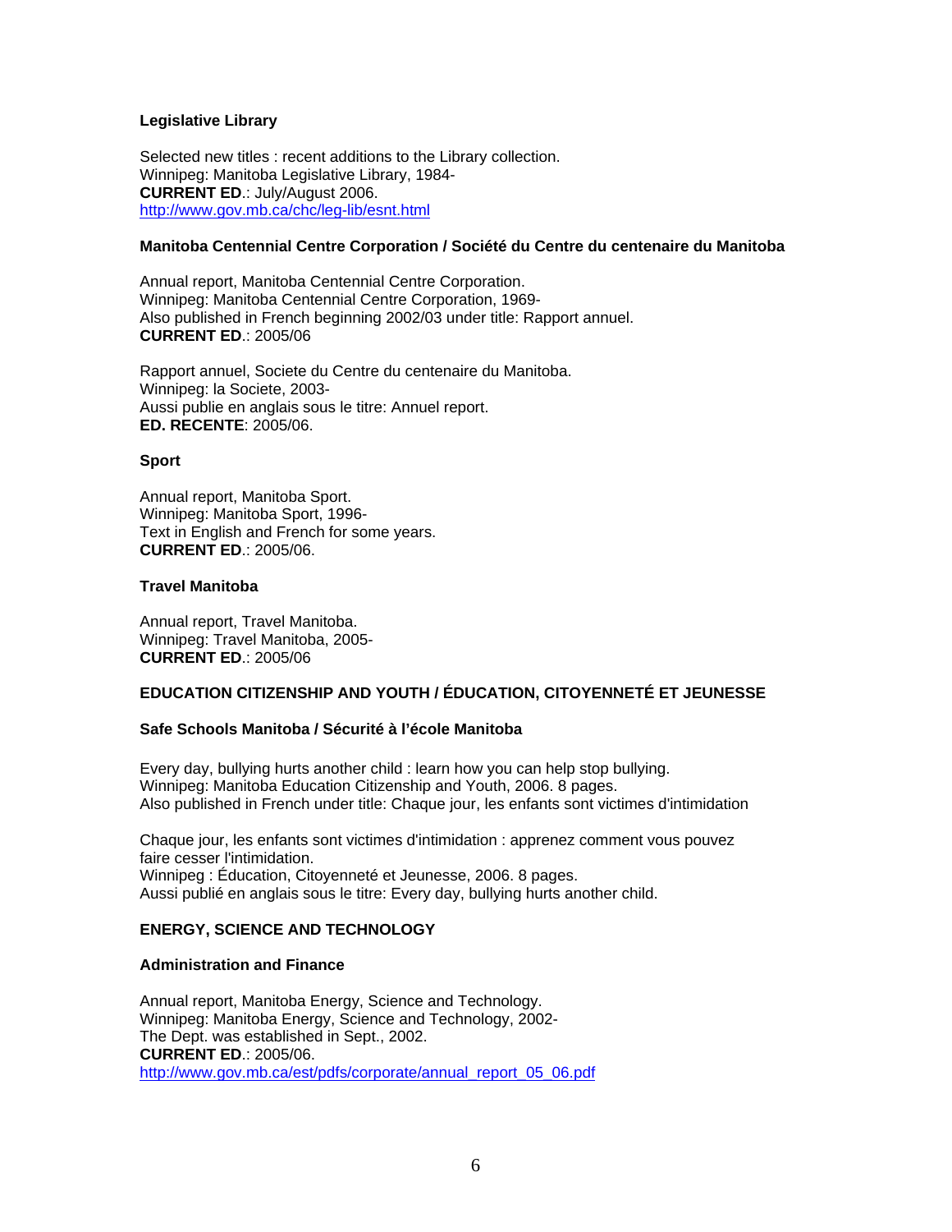**Legislative Library**

Selected new titles : recent additions to the Library collection.
Winnipeg: Manitoba Legislative Library, 1984-
**CURRENT ED**.: July/August 2006.
http://www.gov.mb.ca/chc/leg-lib/esnt.html

**Manitoba Centennial Centre Corporation / Société du Centre du centenaire du Manitoba**

Annual report, Manitoba Centennial Centre Corporation.
Winnipeg: Manitoba Centennial Centre Corporation, 1969-
Also published in French beginning 2002/03 under title: Rapport annuel.
**CURRENT ED**.: 2005/06

Rapport annuel, Societe du Centre du centenaire du Manitoba.
Winnipeg: la Societe, 2003-
Aussi publie en anglais sous le titre: Annuel report.
**ED. RECENTE**: 2005/06.

**Sport**

Annual report, Manitoba Sport.
Winnipeg: Manitoba Sport, 1996-
Text in English and French for some years.
**CURRENT ED**.: 2005/06.

**Travel Manitoba**

Annual report, Travel Manitoba.
Winnipeg: Travel Manitoba, 2005-
**CURRENT ED**.: 2005/06

**EDUCATION CITIZENSHIP AND YOUTH / ÉDUCATION, CITOYENNETÉ ET JEUNESSE**

**Safe Schools Manitoba / Sécurité à l'école Manitoba**

Every day, bullying hurts another child : learn how you can help stop bullying.
Winnipeg: Manitoba Education Citizenship and Youth, 2006. 8 pages.
Also published in French under title: Chaque jour, les enfants sont victimes d'intimidation

Chaque jour, les enfants sont victimes d'intimidation : apprenez comment vous pouvez faire cesser l'intimidation.
Winnipeg : Éducation, Citoyenneté et Jeunesse, 2006. 8 pages.
Aussi publié en anglais sous le titre: Every day, bullying hurts another child.

**ENERGY, SCIENCE AND TECHNOLOGY**

**Administration and Finance**

Annual report, Manitoba Energy, Science and Technology.
Winnipeg: Manitoba Energy, Science and Technology, 2002-
The Dept. was established in Sept., 2002.
**CURRENT ED**.: 2005/06.
http://www.gov.mb.ca/est/pdfs/corporate/annual_report_05_06.pdf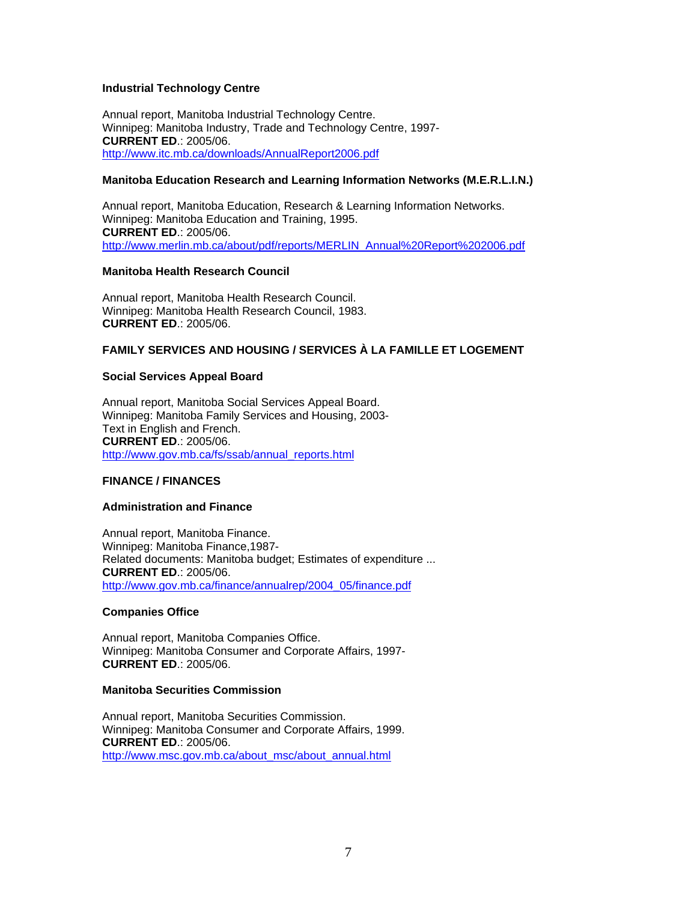### Industrial Technology Centre

Annual report, Manitoba Industrial Technology Centre.
Winnipeg: Manitoba Industry, Trade and Technology Centre, 1997-
**CURRENT ED**.: 2005/06.
http://www.itc.mb.ca/downloads/AnnualReport2006.pdf

### Manitoba Education Research and Learning Information Networks (M.E.R.L.I.N.)

Annual report, Manitoba Education, Research & Learning Information Networks.
Winnipeg: Manitoba Education and Training, 1995.
**CURRENT ED**.: 2005/06.
http://www.merlin.mb.ca/about/pdf/reports/MERLIN_Annual%20Report%202006.pdf

### Manitoba Health Research Council

Annual report, Manitoba Health Research Council.
Winnipeg: Manitoba Health Research Council, 1983.
**CURRENT ED**.: 2005/06.

## FAMILY SERVICES AND HOUSING / SERVICES À LA FAMILLE ET LOGEMENT

### Social Services Appeal Board

Annual report, Manitoba Social Services Appeal Board.
Winnipeg: Manitoba Family Services and Housing, 2003-
Text in English and French.
**CURRENT ED**.: 2005/06.
http://www.gov.mb.ca/fs/ssab/annual_reports.html

## FINANCE / FINANCES

### Administration and Finance

Annual report, Manitoba Finance.
Winnipeg: Manitoba Finance,1987-
Related documents: Manitoba budget; Estimates of expenditure ...
**CURRENT ED**.: 2005/06.
http://www.gov.mb.ca/finance/annualrep/2004_05/finance.pdf

### Companies Office

Annual report, Manitoba Companies Office.
Winnipeg: Manitoba Consumer and Corporate Affairs, 1997-
**CURRENT ED**.: 2005/06.

### Manitoba Securities Commission

Annual report, Manitoba Securities Commission.
Winnipeg: Manitoba Consumer and Corporate Affairs, 1999.
**CURRENT ED**.: 2005/06.
http://www.msc.gov.mb.ca/about_msc/about_annual.html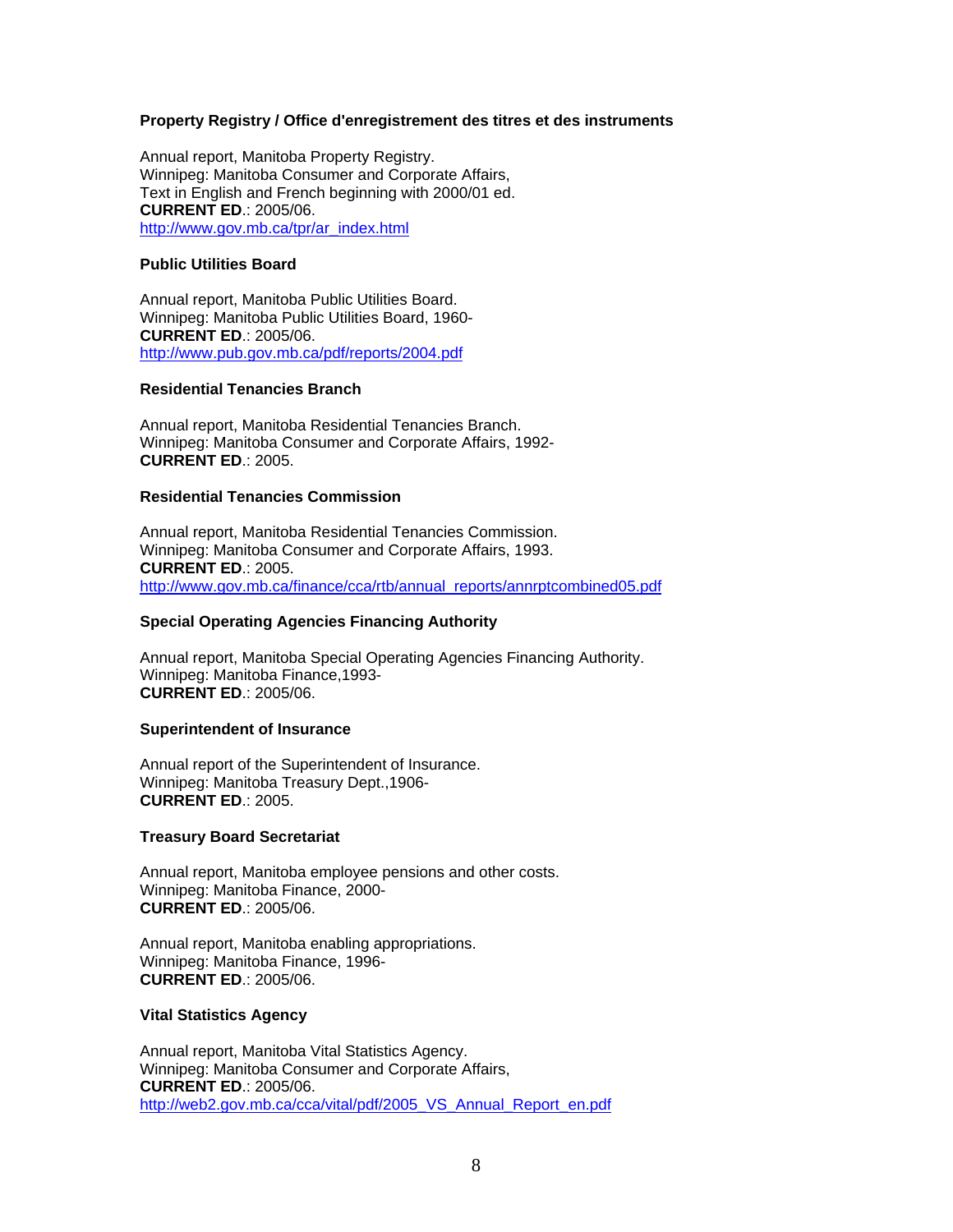**Property Registry / Office d'enregistrement des titres et des instruments**

Annual report, Manitoba Property Registry.
Winnipeg: Manitoba Consumer and Corporate Affairs,
Text in English and French beginning with 2000/01 ed.
**CURRENT ED**.: 2005/06.
http://www.gov.mb.ca/tpr/ar_index.html

**Public Utilities Board**

Annual report, Manitoba Public Utilities Board.
Winnipeg: Manitoba Public Utilities Board, 1960-
**CURRENT ED**.: 2005/06.
http://www.pub.gov.mb.ca/pdf/reports/2004.pdf

**Residential Tenancies Branch**

Annual report, Manitoba Residential Tenancies Branch.
Winnipeg: Manitoba Consumer and Corporate Affairs, 1992-
**CURRENT ED**.: 2005.

**Residential Tenancies Commission**

Annual report, Manitoba Residential Tenancies Commission.
Winnipeg: Manitoba Consumer and Corporate Affairs, 1993.
**CURRENT ED**.: 2005.
http://www.gov.mb.ca/finance/cca/rtb/annual_reports/annrptcombined05.pdf

**Special Operating Agencies Financing Authority**

Annual report, Manitoba Special Operating Agencies Financing Authority.
Winnipeg: Manitoba Finance,1993-
**CURRENT ED**.: 2005/06.

**Superintendent of Insurance**

Annual report of the Superintendent of Insurance.
Winnipeg: Manitoba Treasury Dept.,1906-
**CURRENT ED**.: 2005.

**Treasury Board Secretariat**

Annual report, Manitoba employee pensions and other costs.
Winnipeg: Manitoba Finance, 2000-
**CURRENT ED**.: 2005/06.

Annual report, Manitoba enabling appropriations.
Winnipeg: Manitoba Finance, 1996-
**CURRENT ED**.: 2005/06.

**Vital Statistics Agency**

Annual report, Manitoba Vital Statistics Agency.
Winnipeg: Manitoba Consumer and Corporate Affairs,
**CURRENT ED**.: 2005/06.
http://web2.gov.mb.ca/cca/vital/pdf/2005_VS_Annual_Report_en.pdf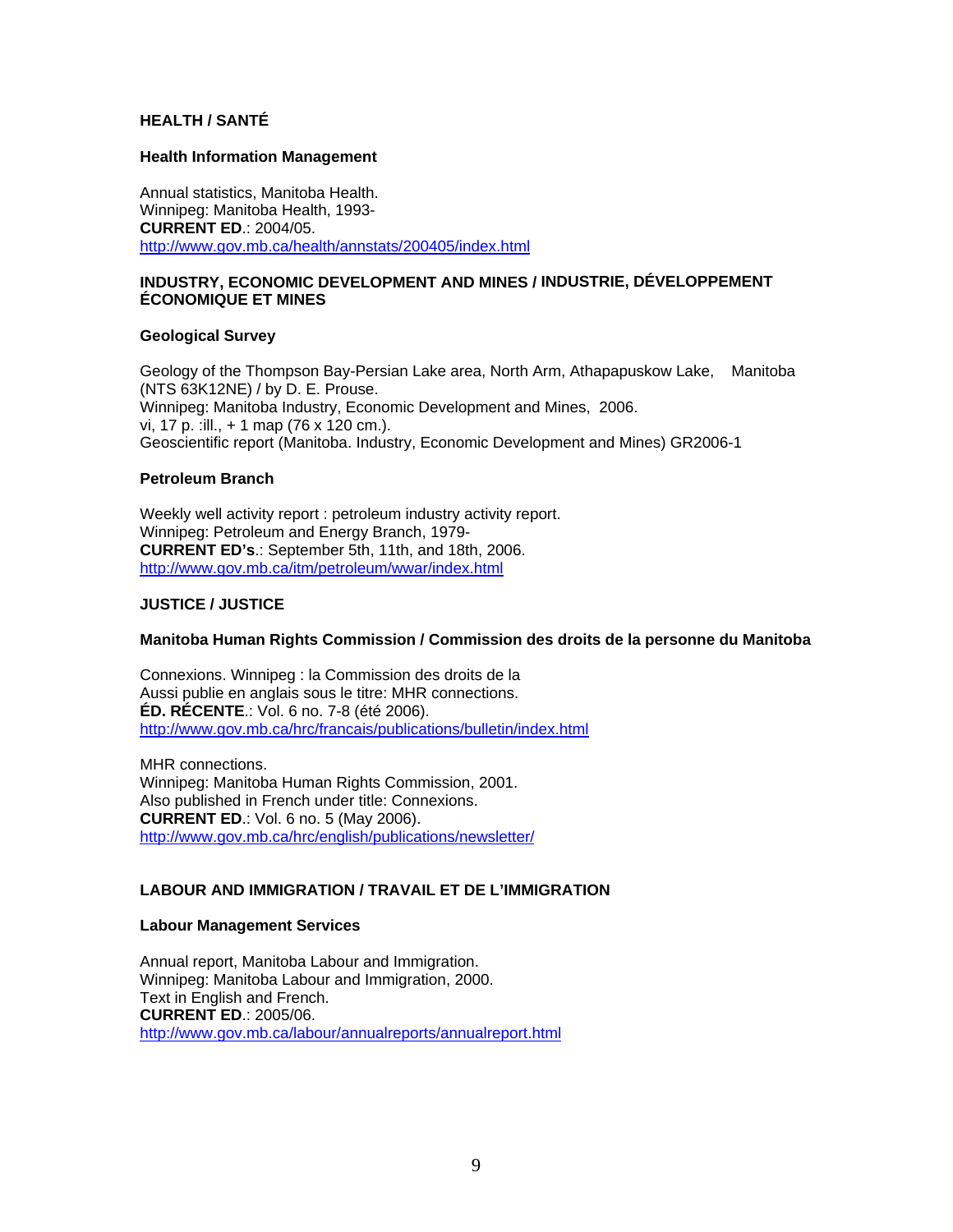## HEALTH / SANTÉ

### Health Information Management

Annual statistics, Manitoba Health.
Winnipeg: Manitoba Health, 1993-
**CURRENT ED**.: 2004/05.
http://www.gov.mb.ca/health/annstats/200405/index.html

## INDUSTRY, ECONOMIC DEVELOPMENT AND MINES / INDUSTRIE, DÉVELOPPEMENT ÉCONOMIQUE ET MINES

### Geological Survey

Geology of the Thompson Bay-Persian Lake area, North Arm, Athapapuskow Lake, Manitoba (NTS 63K12NE) / by D. E. Prouse.
Winnipeg: Manitoba Industry, Economic Development and Mines, 2006.
vi, 17 p. :ill., + 1 map (76 x 120 cm.).
Geoscientific report (Manitoba. Industry, Economic Development and Mines) GR2006-1

### Petroleum Branch

Weekly well activity report : petroleum industry activity report.
Winnipeg: Petroleum and Energy Branch, 1979-
**CURRENT ED's**.: September 5th, 11th, and 18th, 2006.
http://www.gov.mb.ca/itm/petroleum/wwar/index.html

## JUSTICE / JUSTICE

### Manitoba Human Rights Commission / Commission des droits de la personne du Manitoba

Connexions. Winnipeg : la Commission des droits de la
Aussi publie en anglais sous le titre: MHR connections.
**ÉD. RÉCENTE**.: Vol. 6 no. 7-8 (été 2006).
http://www.gov.mb.ca/hrc/francais/publications/bulletin/index.html

MHR connections.
Winnipeg: Manitoba Human Rights Commission, 2001.
Also published in French under title: Connexions.
**CURRENT ED**.: Vol. 6 no. 5 (May 2006).
http://www.gov.mb.ca/hrc/english/publications/newsletter/

## LABOUR AND IMMIGRATION / TRAVAIL ET DE L'IMMIGRATION

### Labour Management Services

Annual report, Manitoba Labour and Immigration.
Winnipeg: Manitoba Labour and Immigration, 2000.
Text in English and French.
**CURRENT ED**.: 2005/06.
http://www.gov.mb.ca/labour/annualreports/annualreport.html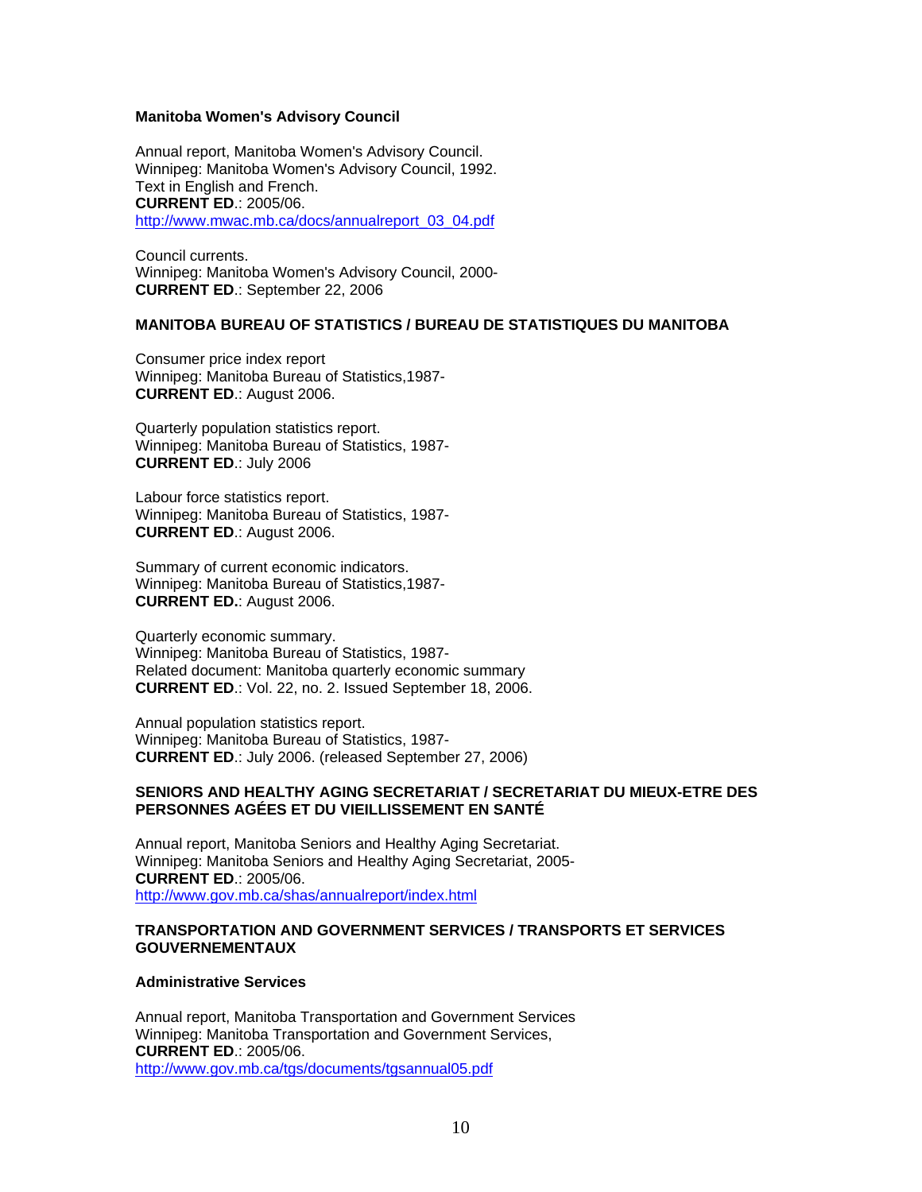**Manitoba Women's Advisory Council**

Annual report, Manitoba Women's Advisory Council.
Winnipeg: Manitoba Women's Advisory Council, 1992.
Text in English and French.
**CURRENT ED**.: 2005/06.
http://www.mwac.mb.ca/docs/annualreport_03_04.pdf

Council currents.
Winnipeg: Manitoba Women's Advisory Council, 2000-
**CURRENT ED**.: September 22, 2006

**MANITOBA BUREAU OF STATISTICS / BUREAU DE STATISTIQUES DU MANITOBA**

Consumer price index report
Winnipeg: Manitoba Bureau of Statistics,1987-
**CURRENT ED**.: August 2006.

Quarterly population statistics report.
Winnipeg: Manitoba Bureau of Statistics, 1987-
**CURRENT ED**.: July 2006

Labour force statistics report.
Winnipeg: Manitoba Bureau of Statistics, 1987-
**CURRENT ED**.: August 2006.

Summary of current economic indicators.
Winnipeg: Manitoba Bureau of Statistics,1987-
**CURRENT ED.**: August 2006.

Quarterly economic summary.
Winnipeg: Manitoba Bureau of Statistics, 1987-
Related document: Manitoba quarterly economic summary
**CURRENT ED**.: Vol. 22, no. 2. Issued September 18, 2006.

Annual population statistics report.
Winnipeg: Manitoba Bureau of Statistics, 1987-
**CURRENT ED**.: July 2006. (released September 27, 2006)

**SENIORS AND HEALTHY AGING SECRETARIAT / SECRETARIAT DU MIEUX-ETRE DES PERSONNES AGÉES ET DU VIEILLISSEMENT EN SANTÉ**

Annual report, Manitoba Seniors and Healthy Aging Secretariat.
Winnipeg: Manitoba Seniors and Healthy Aging Secretariat, 2005-
**CURRENT ED**.: 2005/06.
http://www.gov.mb.ca/shas/annualreport/index.html

**TRANSPORTATION AND GOVERNMENT SERVICES / TRANSPORTS ET SERVICES GOUVERNEMENTAUX**

**Administrative Services**

Annual report, Manitoba Transportation and Government Services
Winnipeg: Manitoba Transportation and Government Services,
**CURRENT ED**.: 2005/06.
http://www.gov.mb.ca/tgs/documents/tgsannual05.pdf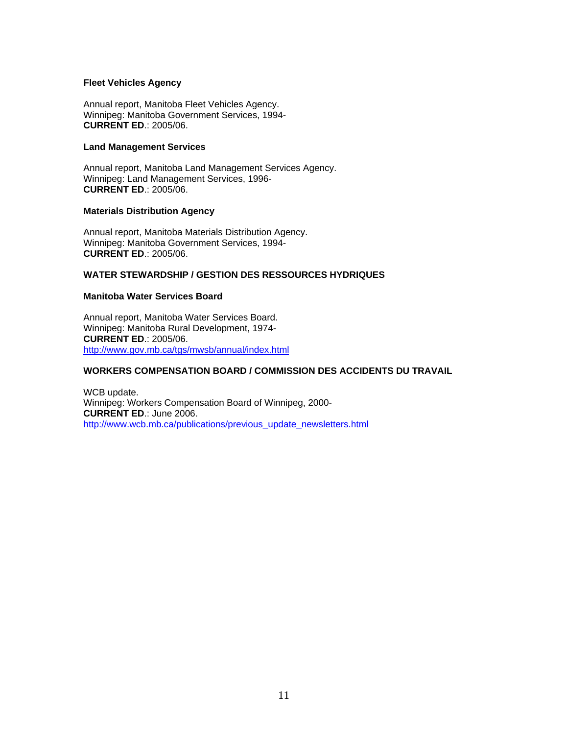### Fleet Vehicles Agency

Annual report, Manitoba Fleet Vehicles Agency.
Winnipeg: Manitoba Government Services, 1994-
**CURRENT ED**.: 2005/06.

### Land Management Services

Annual report, Manitoba Land Management Services Agency.
Winnipeg: Land Management Services, 1996-
**CURRENT ED**.: 2005/06.

### Materials Distribution Agency

Annual report, Manitoba Materials Distribution Agency.
Winnipeg: Manitoba Government Services, 1994-
**CURRENT ED**.: 2005/06.

## WATER STEWARDSHIP / GESTION DES RESSOURCES HYDRIQUES

### Manitoba Water Services Board

Annual report, Manitoba Water Services Board.
Winnipeg: Manitoba Rural Development, 1974-
**CURRENT ED**.: 2005/06.
http://www.gov.mb.ca/tgs/mwsb/annual/index.html

## WORKERS COMPENSATION BOARD / COMMISSION DES ACCIDENTS DU TRAVAIL

WCB update.
Winnipeg: Workers Compensation Board of Winnipeg, 2000-
**CURRENT ED**.: June 2006.
http://www.wcb.mb.ca/publications/previous_update_newsletters.html